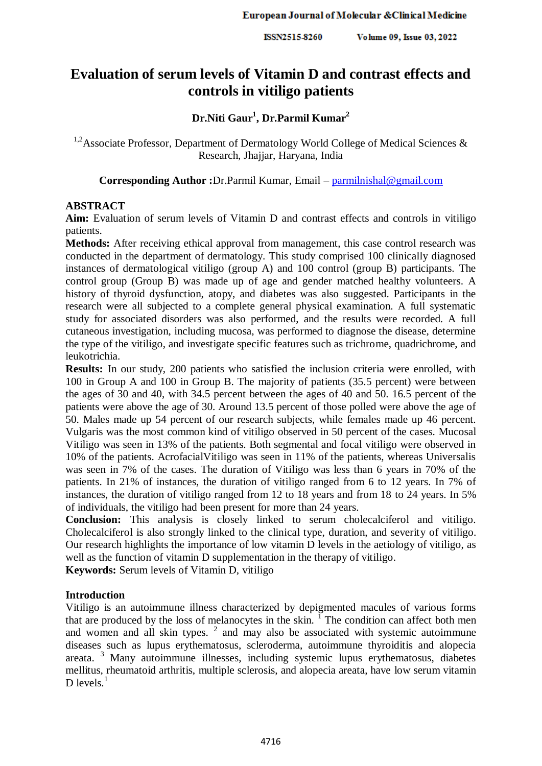# Evaluation of serum levels of Vitamin D and contrast effects and controls in vitiligo patients

**Dr.Niti Gaur[1], Dr.Parmil Kumar[2]**

[1,2]Associate Professor, Department of Dermatology World College of Medical Sciences & Research, Jhajjar, Haryana, India

**Corresponding Author :**Dr.Parmil Kumar, Email – parmilnishal@gmail.com

## ABSTRACT

**Aim:** Evaluation of serum levels of Vitamin D and contrast effects and controls in vitiligo patients.

**Methods:** After receiving ethical approval from management, this case control research was conducted in the department of dermatology. This study comprised 100 clinically diagnosed instances of dermatological vitiligo (group A) and 100 control (group B) participants. The control group (Group B) was made up of age and gender matched healthy volunteers. A history of thyroid dysfunction, atopy, and diabetes was also suggested. Participants in the research were all subjected to a complete general physical examination. A full systematic study for associated disorders was also performed, and the results were recorded. A full cutaneous investigation, including mucosa, was performed to diagnose the disease, determine the type of the vitiligo, and investigate specific features such as trichrome, quadrichrome, and leukotrichia.

**Results:** In our study, 200 patients who satisfied the inclusion criteria were enrolled, with 100 in Group A and 100 in Group B. The majority of patients (35.5 percent) were between the ages of 30 and 40, with 34.5 percent between the ages of 40 and 50. 16.5 percent of the patients were above the age of 30. Around 13.5 percent of those polled were above the age of 50. Males made up 54 percent of our research subjects, while females made up 46 percent. Vulgaris was the most common kind of vitiligo observed in 50 percent of the cases. Mucosal Vitiligo was seen in 13% of the patients. Both segmental and focal vitiligo were observed in 10% of the patients. AcrofacialVitiligo was seen in 11% of the patients, whereas Universalis was seen in 7% of the cases. The duration of Vitiligo was less than 6 years in 70% of the patients. In 21% of instances, the duration of vitiligo ranged from 6 to 12 years. In 7% of instances, the duration of vitiligo ranged from 12 to 18 years and from 18 to 24 years. In 5% of individuals, the vitiligo had been present for more than 24 years.

**Conclusion:** This analysis is closely linked to serum cholecalciferol and vitiligo. Cholecalciferol is also strongly linked to the clinical type, duration, and severity of vitiligo. Our research highlights the importance of low vitamin D levels in the aetiology of vitiligo, as well as the function of vitamin D supplementation in the therapy of vitiligo.

**Keywords:** Serum levels of Vitamin D, vitiligo

## Introduction

Vitiligo is an autoimmune illness characterized by depigmented macules of various forms that are produced by the loss of melanocytes in the skin. [1] The condition can affect both men and women and all skin types. [2] and may also be associated with systemic autoimmune diseases such as lupus erythematosus, scleroderma, autoimmune thyroiditis and alopecia areata. [3] Many autoimmune illnesses, including systemic lupus erythematosus, diabetes mellitus, rheumatoid arthritis, multiple sclerosis, and alopecia areata, have low serum vitamin D levels.[1]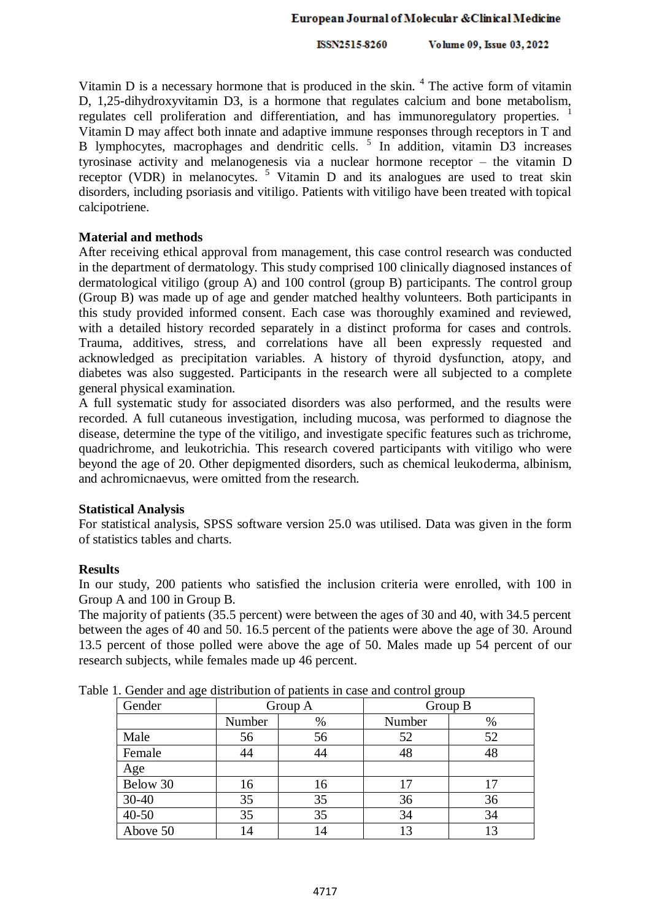Vitamin D is a necessary hormone that is produced in the skin. [4] The active form of vitamin D, 1,25-dihydroxyvitamin D3, is a hormone that regulates calcium and bone metabolism, regulates cell proliferation and differentiation, and has immunoregulatory properties. [1] Vitamin D may affect both innate and adaptive immune responses through receptors in T and B lymphocytes, macrophages and dendritic cells. [5] In addition, vitamin D3 increases tyrosinase activity and melanogenesis via a nuclear hormone receptor – the vitamin D receptor (VDR) in melanocytes. [5] Vitamin D and its analogues are used to treat skin disorders, including psoriasis and vitiligo. Patients with vitiligo have been treated with topical calcipotriene.

**Material and methods**

After receiving ethical approval from management, this case control research was conducted in the department of dermatology. This study comprised 100 clinically diagnosed instances of dermatological vitiligo (group A) and 100 control (group B) participants. The control group (Group B) was made up of age and gender matched healthy volunteers. Both participants in this study provided informed consent. Each case was thoroughly examined and reviewed, with a detailed history recorded separately in a distinct proforma for cases and controls. Trauma, additives, stress, and correlations have all been expressly requested and acknowledged as precipitation variables. A history of thyroid dysfunction, atopy, and diabetes was also suggested. Participants in the research were all subjected to a complete general physical examination.

A full systematic study for associated disorders was also performed, and the results were recorded. A full cutaneous investigation, including mucosa, was performed to diagnose the disease, determine the type of the vitiligo, and investigate specific features such as trichrome, quadrichrome, and leukotrichia. This research covered participants with vitiligo who were beyond the age of 20. Other depigmented disorders, such as chemical leukoderma, albinism, and achromicnaevus, were omitted from the research.

**Statistical Analysis**

For statistical analysis, SPSS software version 25.0 was utilised. Data was given in the form of statistics tables and charts.

**Results**

In our study, 200 patients who satisfied the inclusion criteria were enrolled, with 100 in Group A and 100 in Group B.

The majority of patients (35.5 percent) were between the ages of 30 and 40, with 34.5 percent between the ages of 40 and 50. 16.5 percent of the patients were above the age of 30. Around 13.5 percent of those polled were above the age of 50. Males made up 54 percent of our research subjects, while females made up 46 percent.

Table 1. Gender and age distribution of patients in case and control group

| Gender | Group A | | Group B | |
|---|---|---|---|---|
| | Number | % | Number | % |
| Male | 56 | 56 | 52 | 52 |
| Female | 44 | 44 | 48 | 48 |
| Age | | | | |
| Below 30 | 16 | 16 | 17 | 17 |
| 30-40 | 35 | 35 | 36 | 36 |
| 40-50 | 35 | 35 | 34 | 34 |
| Above 50 | 14 | 14 | 13 | 13 |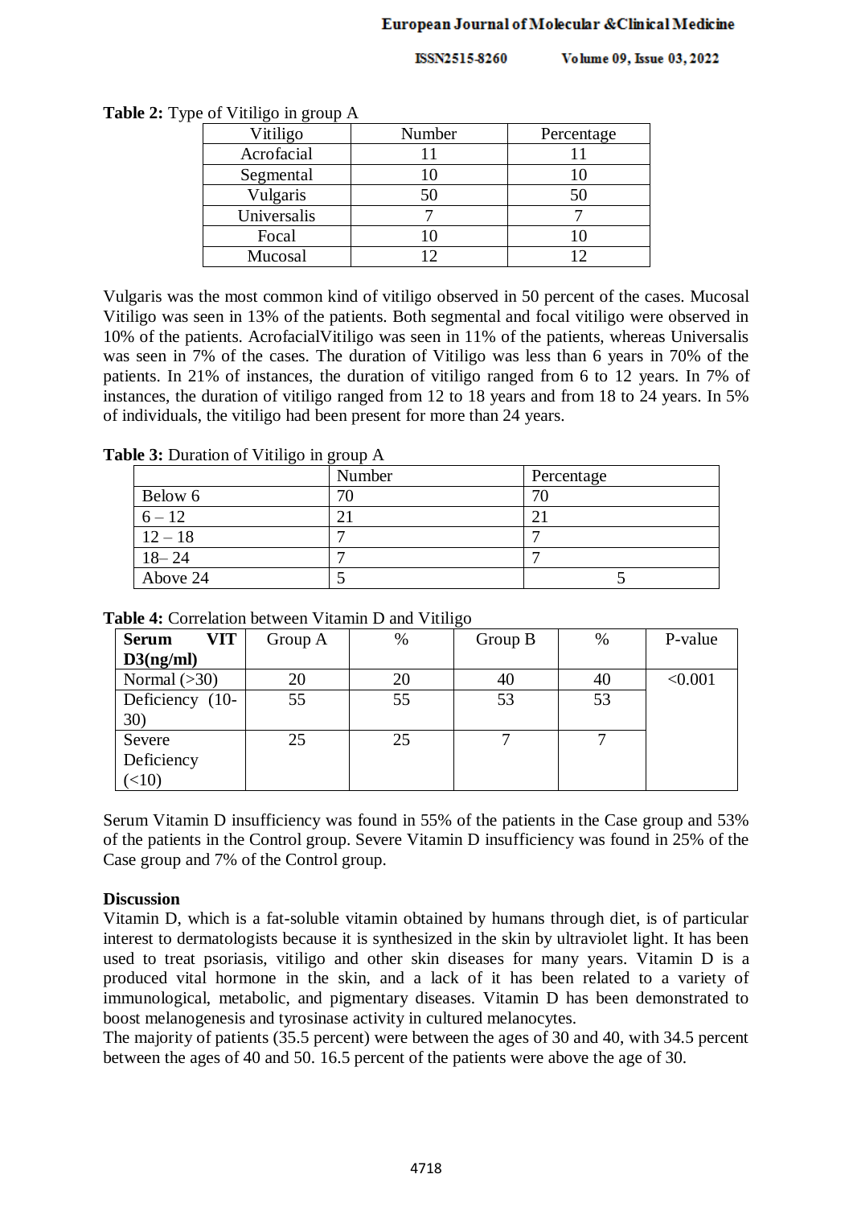**Table 2:** Type of Vitiligo in group A

| Vitiligo | Number | Percentage |
|---|---|---|
| Acrofacial | 11 | 11 |
| Segmental | 10 | 10 |
| Vulgaris | 50 | 50 |
| Universalis | 7 | 7 |
| Focal | 10 | 10 |
| Mucosal | 12 | 12 |

Vulgaris was the most common kind of vitiligo observed in 50 percent of the cases. Mucosal Vitiligo was seen in 13% of the patients. Both segmental and focal vitiligo were observed in 10% of the patients. AcrofacialVitiligo was seen in 11% of the patients, whereas Universalis was seen in 7% of the cases. The duration of Vitiligo was less than 6 years in 70% of the patients. In 21% of instances, the duration of vitiligo ranged from 6 to 12 years. In 7% of instances, the duration of vitiligo ranged from 12 to 18 years and from 18 to 24 years. In 5% of individuals, the vitiligo had been present for more than 24 years.

**Table 3:** Duration of Vitiligo in group A

| | Number | Percentage |
|---|---|---|
| Below 6 | 70 | 70 |
| 6 – 12 | 21 | 21 |
| 12 – 18 | 7 | 7 |
| 18– 24 | 7 | 7 |
| Above 24 | 5 | 5 |

**Table 4:** Correlation between Vitamin D and Vitiligo

| **Serum VIT D3(ng/ml)** | Group A | % | Group B | % | P-value |
|---|---|---|---|---|---|
| Normal (>30) | 20 | 20 | 40 | 40 | <0.001 |
| Deficiency (10-30) | 55 | 55 | 53 | 53 | |
| Severe Deficiency (<10) | 25 | 25 | 7 | 7 | |

Serum Vitamin D insufficiency was found in 55% of the patients in the Case group and 53% of the patients in the Control group. Severe Vitamin D insufficiency was found in 25% of the Case group and 7% of the Control group.

**Discussion**

Vitamin D, which is a fat-soluble vitamin obtained by humans through diet, is of particular interest to dermatologists because it is synthesized in the skin by ultraviolet light. It has been used to treat psoriasis, vitiligo and other skin diseases for many years. Vitamin D is a produced vital hormone in the skin, and a lack of it has been related to a variety of immunological, metabolic, and pigmentary diseases. Vitamin D has been demonstrated to boost melanogenesis and tyrosinase activity in cultured melanocytes.

The majority of patients (35.5 percent) were between the ages of 30 and 40, with 34.5 percent between the ages of 40 and 50. 16.5 percent of the patients were above the age of 30.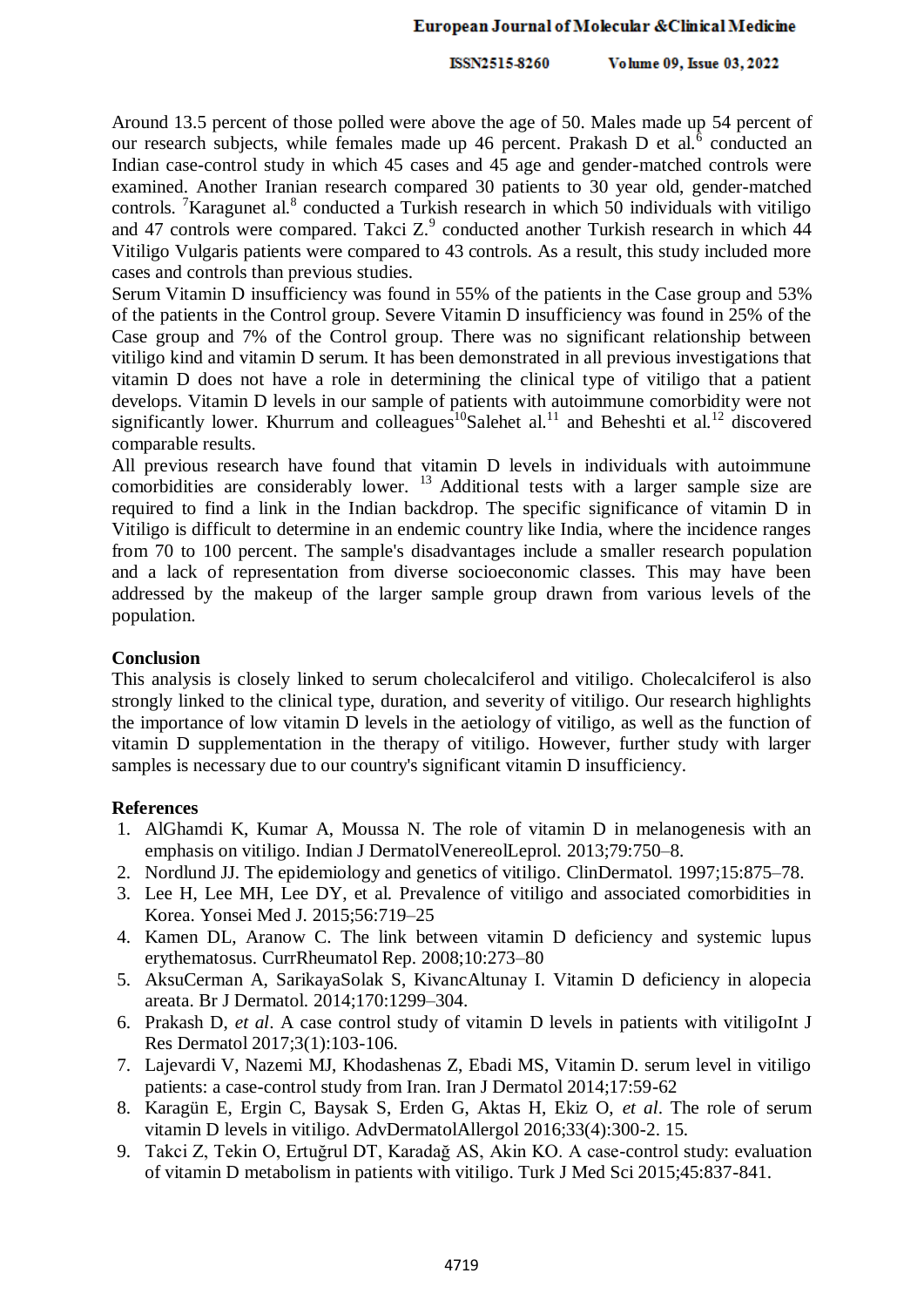Around 13.5 percent of those polled were above the age of 50. Males made up 54 percent of our research subjects, while females made up 46 percent. Prakash D et al.[6] conducted an Indian case-control study in which 45 cases and 45 age and gender-matched controls were examined. Another Iranian research compared 30 patients to 30 year old, gender-matched controls. [7]Karagunet al.[8] conducted a Turkish research in which 50 individuals with vitiligo and 47 controls were compared. Takci Z.[9] conducted another Turkish research in which 44 Vitiligo Vulgaris patients were compared to 43 controls. As a result, this study included more cases and controls than previous studies.

Serum Vitamin D insufficiency was found in 55% of the patients in the Case group and 53% of the patients in the Control group. Severe Vitamin D insufficiency was found in 25% of the Case group and 7% of the Control group. There was no significant relationship between vitiligo kind and vitamin D serum. It has been demonstrated in all previous investigations that vitamin D does not have a role in determining the clinical type of vitiligo that a patient develops. Vitamin D levels in our sample of patients with autoimmune comorbidity were not significantly lower. Khurrum and colleagues[10]Salehet al.[11] and Beheshti et al.[12] discovered comparable results.

All previous research have found that vitamin D levels in individuals with autoimmune comorbidities are considerably lower. [13] Additional tests with a larger sample size are required to find a link in the Indian backdrop. The specific significance of vitamin D in Vitiligo is difficult to determine in an endemic country like India, where the incidence ranges from 70 to 100 percent. The sample's disadvantages include a smaller research population and a lack of representation from diverse socioeconomic classes. This may have been addressed by the makeup of the larger sample group drawn from various levels of the population.

## Conclusion

This analysis is closely linked to serum cholecalciferol and vitiligo. Cholecalciferol is also strongly linked to the clinical type, duration, and severity of vitiligo. Our research highlights the importance of low vitamin D levels in the aetiology of vitiligo, as well as the function of vitamin D supplementation in the therapy of vitiligo. However, further study with larger samples is necessary due to our country's significant vitamin D insufficiency.

## References

1. AlGhamdi K, Kumar A, Moussa N. The role of vitamin D in melanogenesis with an emphasis on vitiligo. Indian J DermatolVenereolLeprol. 2013;79:750–8.
2. Nordlund JJ. The epidemiology and genetics of vitiligo. ClinDermatol. 1997;15:875–78.
3. Lee H, Lee MH, Lee DY, et al. Prevalence of vitiligo and associated comorbidities in Korea. Yonsei Med J. 2015;56:719–25
4. Kamen DL, Aranow C. The link between vitamin D deficiency and systemic lupus erythematosus. CurrRheumatol Rep. 2008;10:273–80
5. AksuCerman A, SarikayaSolak S, KivancAltunay I. Vitamin D deficiency in alopecia areata. Br J Dermatol. 2014;170:1299–304.
6. Prakash D, *et al*. A case control study of vitamin D levels in patients with vitiligoInt J Res Dermatol 2017;3(1):103-106.
7. Lajevardi V, Nazemi MJ, Khodashenas Z, Ebadi MS, Vitamin D. serum level in vitiligo patients: a case-control study from Iran. Iran J Dermatol 2014;17:59-62
8. Karagün E, Ergin C, Baysak S, Erden G, Aktas H, Ekiz O, *et al*. The role of serum vitamin D levels in vitiligo. AdvDermatolAllergol 2016;33(4):300-2. 15.
9. Takci Z, Tekin O, Ertuğrul DT, Karadağ AS, Akin KO. A case-control study: evaluation of vitamin D metabolism in patients with vitiligo. Turk J Med Sci 2015;45:837-841.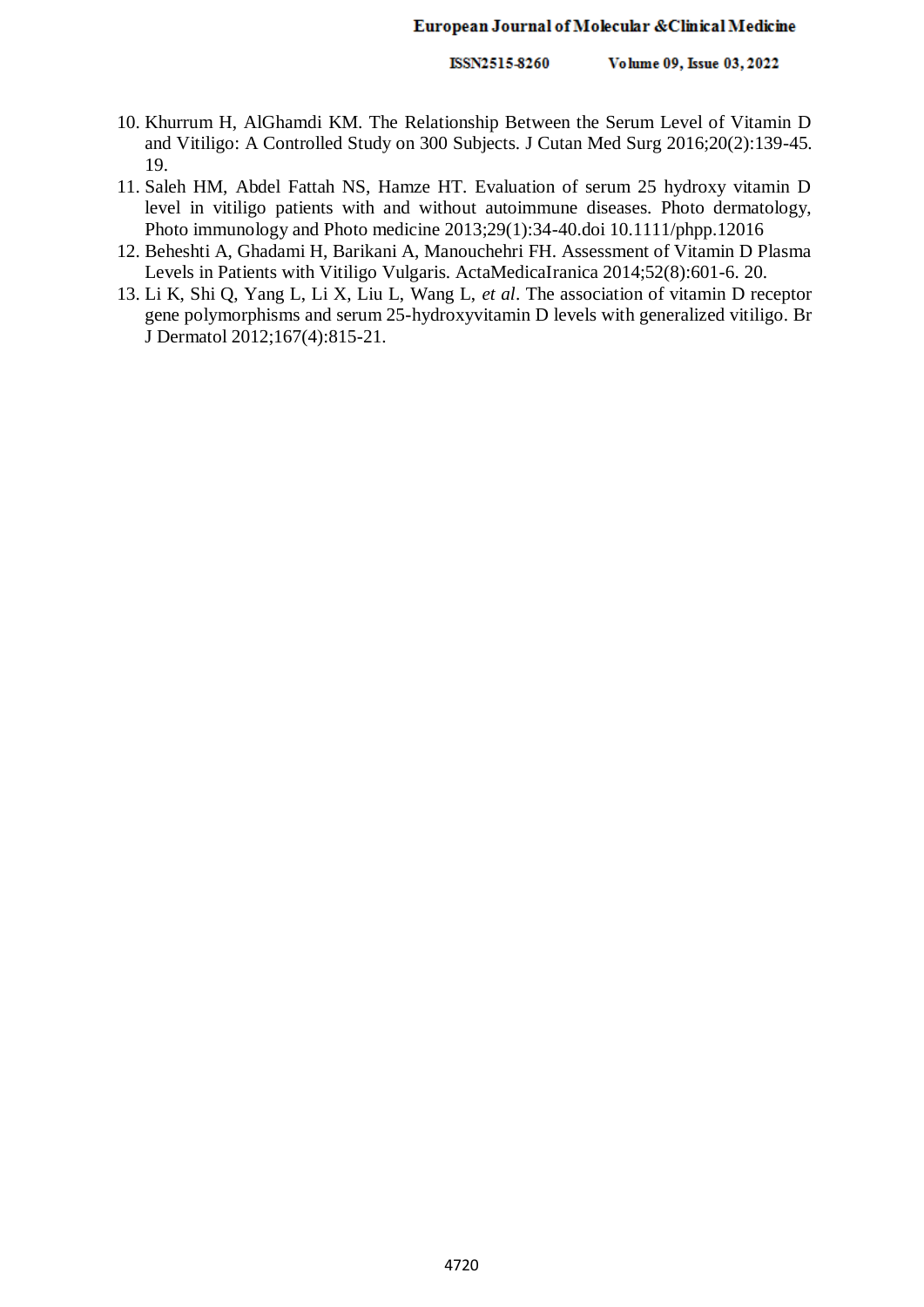10. Khurrum H, AlGhamdi KM. The Relationship Between the Serum Level of Vitamin D and Vitiligo: A Controlled Study on 300 Subjects. J Cutan Med Surg 2016;20(2):139-45. 19.
11. Saleh HM, Abdel Fattah NS, Hamze HT. Evaluation of serum 25 hydroxy vitamin D level in vitiligo patients with and without autoimmune diseases. Photo dermatology, Photo immunology and Photo medicine 2013;29(1):34-40.doi 10.1111/phpp.12016
12. Beheshti A, Ghadami H, Barikani A, Manouchehri FH. Assessment of Vitamin D Plasma Levels in Patients with Vitiligo Vulgaris. ActaMedicaIranica 2014;52(8):601-6. 20.
13. Li K, Shi Q, Yang L, Li X, Liu L, Wang L, *et al*. The association of vitamin D receptor gene polymorphisms and serum 25-hydroxyvitamin D levels with generalized vitiligo. Br J Dermatol 2012;167(4):815-21.